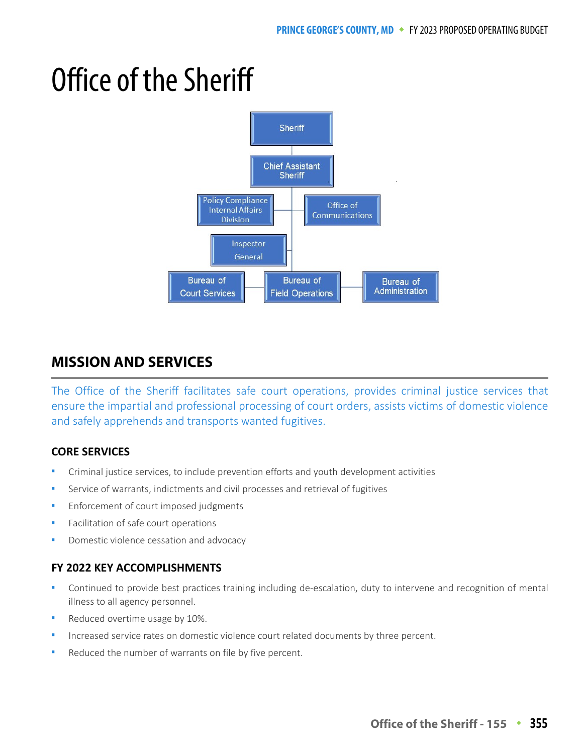# Office of the Sheriff

Sheriff

Chief Assistant Sheriff

Policy Compliance Internal Affairs Division

Office of Communications

Inspector General

Bureau of Court Services

Bureau of Field Operations

Bureau of Administration

## MISSION AND SERVICES

The Office of the Sheriff facilitates safe court operations, provides criminal justice services that ensure the impartial and professional processing of court orders, assists victims of domestic violence and safely apprehends and transports wanted fugitives.

### CORE SERVICES

- Criminal justice services, to include prevention efforts and youth development activities
- Service of warrants, indictments and civil processes and retrieval of fugitives
- Enforcement of court imposed judgments
- Facilitation of safe court operations
- Domestic violence cessation and advocacy

### FY 2022 KEY ACCOMPLISHMENTS

- Continued to provide best practices training including de-escalation, duty to intervene and recognition of mental illness to all agency personnel.
- Reduced overtime usage by 10%.
- Increased service rates on domestic violence court related documents by three percent.
- Reduced the number of warrants on file by five percent.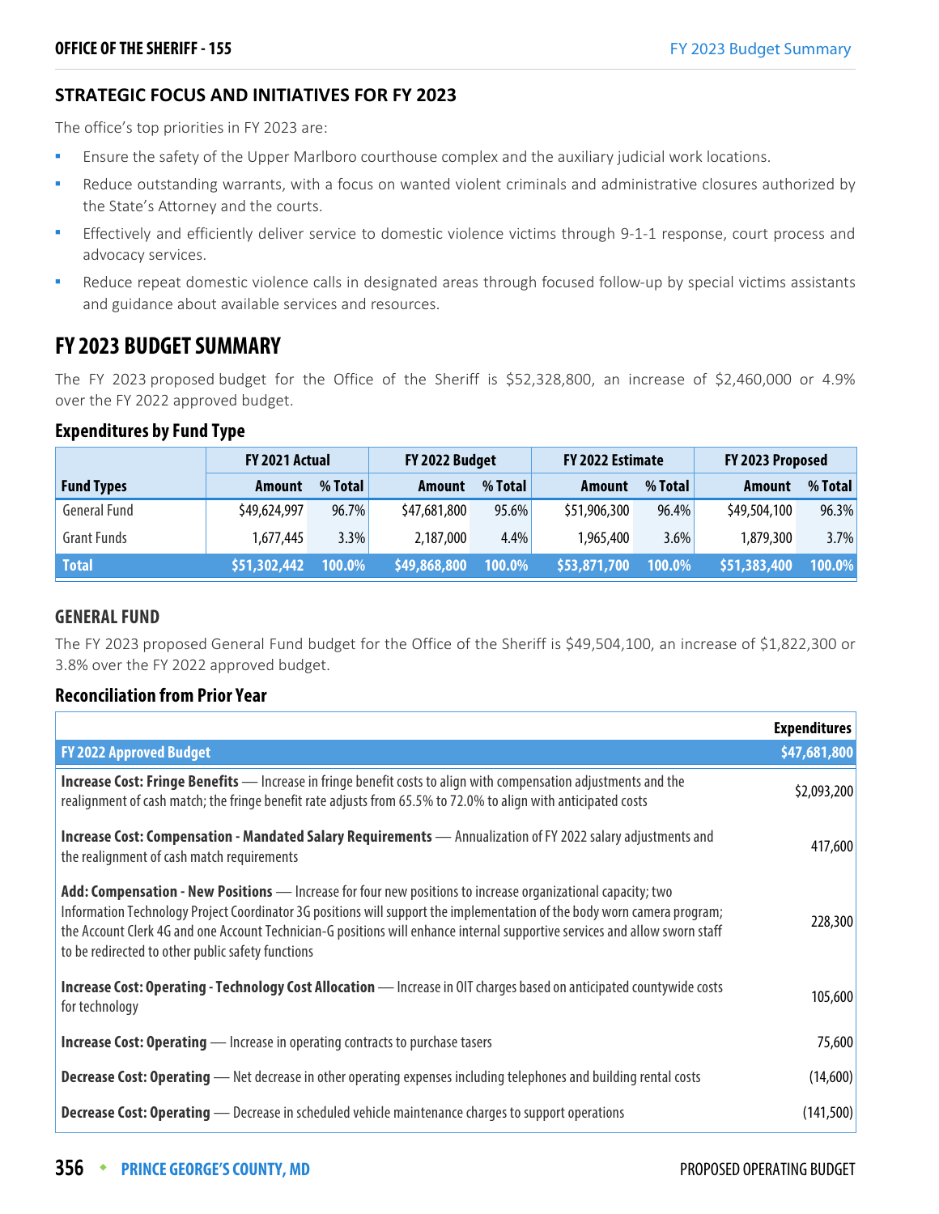## STRATEGIC FOCUS AND INITIATIVES FOR FY 2023

The office's top priorities in FY 2023 are:

- Ensure the safety of the Upper Marlboro courthouse complex and the auxiliary judicial work locations.
- Reduce outstanding warrants, with a focus on wanted violent criminals and administrative closures authorized by the State's Attorney and the courts.
- Effectively and efficiently deliver service to domestic violence victims through 9-1-1 response, court process and advocacy services.
- Reduce repeat domestic violence calls in designated areas through focused follow-up by special victims assistants and guidance about available services and resources.

# FY 2023 BUDGET SUMMARY

The FY 2023 proposed budget for the Office of the Sheriff is $52,328,800, an increase of $2,460,000 or 4.9% over the FY 2022 approved budget.

### Expenditures by Fund Type

| | FY 2021 Actual | | FY 2022 Budget | | FY 2022 Estimate | | FY 2023 Proposed | |
|---|---|---|---|---|---|---|---|---|
| **Fund Types** | **Amount** | **% Total** | **Amount** | **% Total** | **Amount** | **% Total** | **Amount** | **% Total** |
| General Fund | $49,624,997 | 96.7% | $47,681,800 | 95.6% | $51,906,300 | 96.4% | $49,504,100 | 96.3% |
| Grant Funds | 1,677,445 | 3.3% | 2,187,000 | 4.4% | 1,965,400 | 3.6% | 1,879,300 | 3.7% |
| **Total** | **$51,302,442** | **100.0%** | **$49,868,800** | **100.0%** | **$53,871,700** | **100.0%** | **$51,383,400** | **100.0%** |

### GENERAL FUND

The FY 2023 proposed General Fund budget for the Office of the Sheriff is $49,504,100, an increase of $1,822,300 or 3.8% over the FY 2022 approved budget.

### Reconciliation from Prior Year

| | Expenditures |
|---|---|
| **FY 2022 Approved Budget** | **$47,681,800** |
| **Increase Cost: Fringe Benefits** — Increase in fringe benefit costs to align with compensation adjustments and the realignment of cash match; the fringe benefit rate adjusts from 65.5% to 72.0% to align with anticipated costs | $2,093,200 |
| **Increase Cost: Compensation - Mandated Salary Requirements** — Annualization of FY 2022 salary adjustments and the realignment of cash match requirements | 417,600 |
| **Add: Compensation - New Positions** — Increase for four new positions to increase organizational capacity; two Information Technology Project Coordinator 3G positions will support the implementation of the body worn camera program; the Account Clerk 4G and one Account Technician-G positions will enhance internal supportive services and allow sworn staff to be redirected to other public safety functions | 228,300 |
| **Increase Cost: Operating - Technology Cost Allocation** — Increase in OIT charges based on anticipated countywide costs for technology | 105,600 |
| **Increase Cost: Operating** — Increase in operating contracts to purchase tasers | 75,600 |
| **Decrease Cost: Operating** — Net decrease in other operating expenses including telephones and building rental costs | (14,600) |
| **Decrease Cost: Operating** — Decrease in scheduled vehicle maintenance charges to support operations | (141,500) |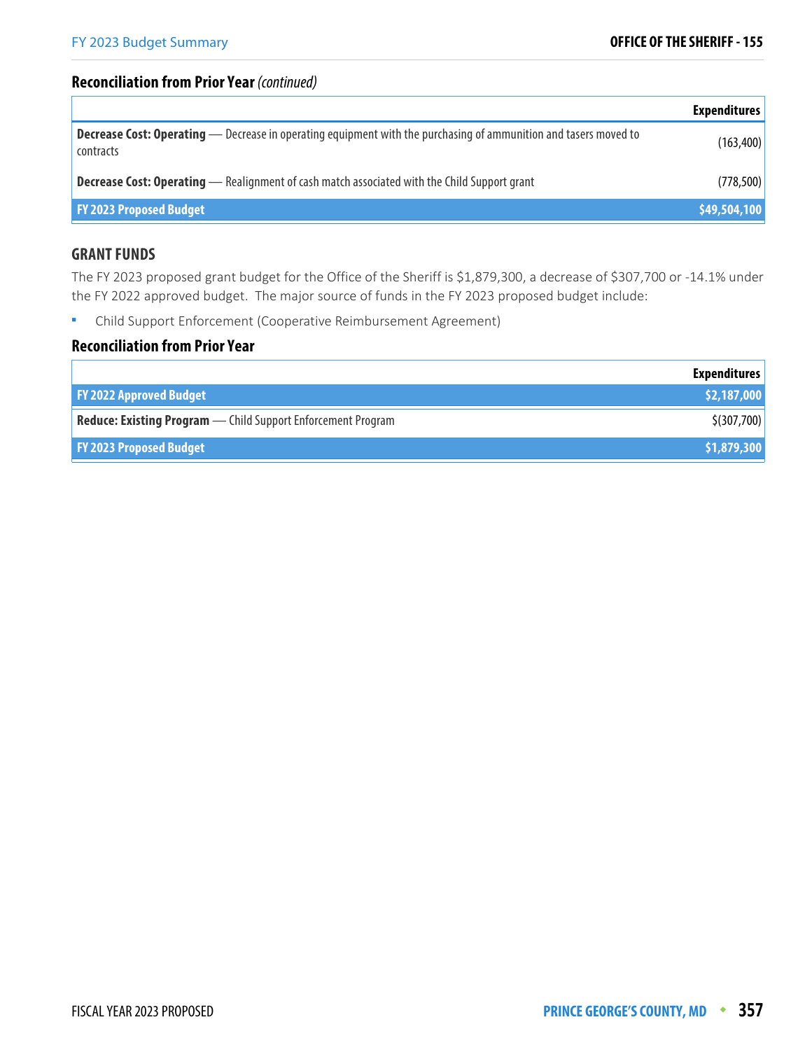## Reconciliation from Prior Year *(continued)*

| | Expenditures |
|---|---|
| **Decrease Cost: Operating** — Decrease in operating equipment with the purchasing of ammunition and tasers moved to contracts | (163,400) |
| **Decrease Cost: Operating** — Realignment of cash match associated with the Child Support grant | (778,500) |
| **FY 2023 Proposed Budget** | **$49,504,100** |

## GRANT FUNDS

The FY 2023 proposed grant budget for the Office of the Sheriff is $1,879,300, a decrease of $307,700 or -14.1% under the FY 2022 approved budget. The major source of funds in the FY 2023 proposed budget include:

- Child Support Enforcement (Cooperative Reimbursement Agreement)

## Reconciliation from Prior Year

| | Expenditures |
|---|---|
| **FY 2022 Approved Budget** | **$2,187,000** |
| **Reduce: Existing Program** — Child Support Enforcement Program | $(307,700) |
| **FY 2023 Proposed Budget** | **$1,879,300** |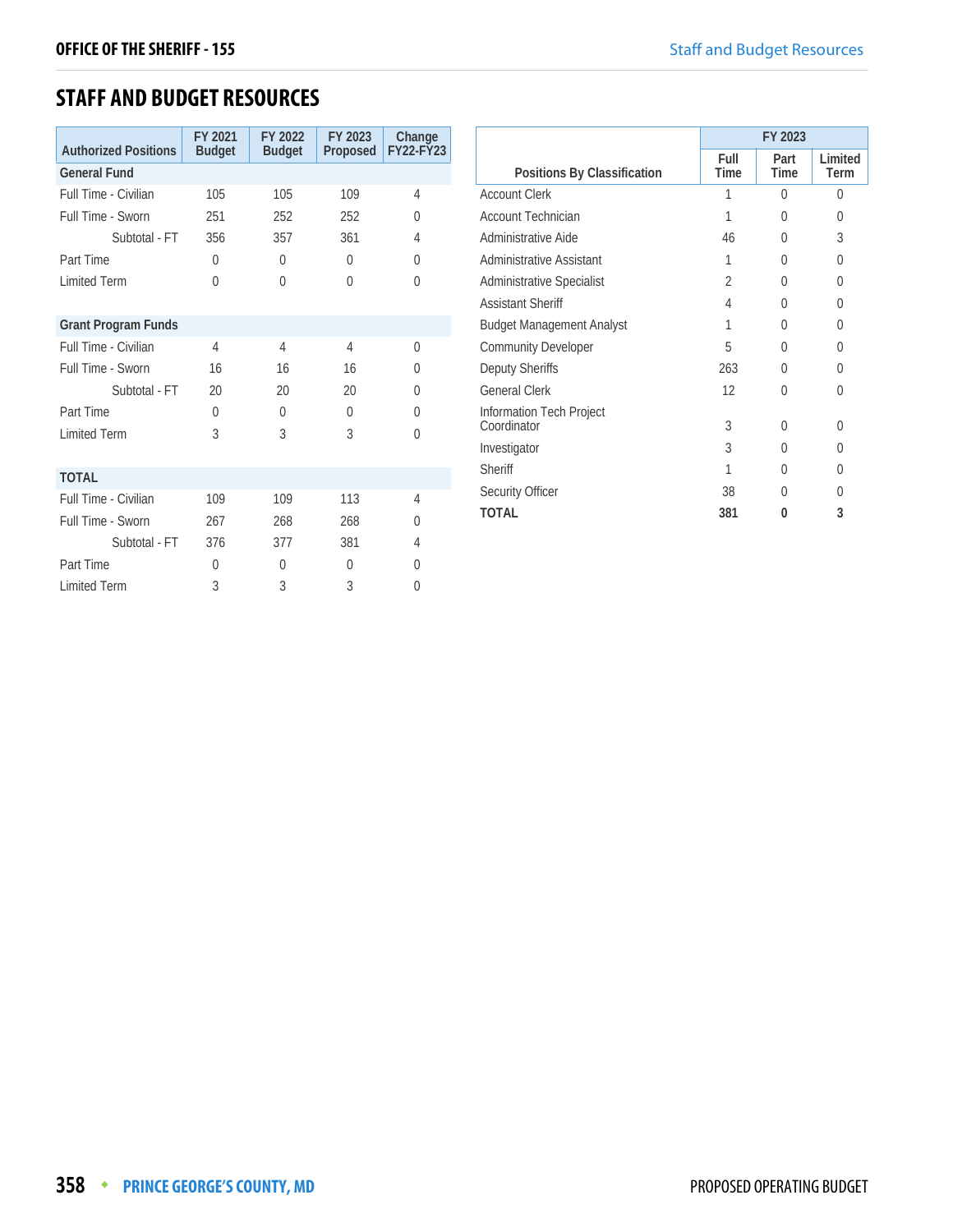## STAFF AND BUDGET RESOURCES

| Authorized Positions | FY 2021 Budget | FY 2022 Budget | FY 2023 Proposed | Change FY22-FY23 |
|---|---|---|---|---|
| **General Fund** | | | | |
| Full Time - Civilian | 105 | 105 | 109 | 4 |
| Full Time - Sworn | 251 | 252 | 252 | 0 |
| Subtotal - FT | 356 | 357 | 361 | 4 |
| Part Time | 0 | 0 | 0 | 0 |
| Limited Term | 0 | 0 | 0 | 0 |
| **Grant Program Funds** | | | | |
| Full Time - Civilian | 4 | 4 | 4 | 0 |
| Full Time - Sworn | 16 | 16 | 16 | 0 |
| Subtotal - FT | 20 | 20 | 20 | 0 |
| Part Time | 0 | 0 | 0 | 0 |
| Limited Term | 3 | 3 | 3 | 0 |
| **TOTAL** | | | | |
| Full Time - Civilian | 109 | 109 | 113 | 4 |
| Full Time - Sworn | 267 | 268 | 268 | 0 |
| Subtotal - FT | 376 | 377 | 381 | 4 |
| Part Time | 0 | 0 | 0 | 0 |
| Limited Term | 3 | 3 | 3 | 0 |

| Positions By Classification | FY 2023 | | |
|---|---|---|---|
| | Full Time | Part Time | Limited Term |
| Account Clerk | 1 | 0 | 0 |
| Account Technician | 1 | 0 | 0 |
| Administrative Aide | 46 | 0 | 3 |
| Administrative Assistant | 1 | 0 | 0 |
| Administrative Specialist | 2 | 0 | 0 |
| Assistant Sheriff | 4 | 0 | 0 |
| Budget Management Analyst | 1 | 0 | 0 |
| Community Developer | 5 | 0 | 0 |
| Deputy Sheriffs | 263 | 0 | 0 |
| General Clerk | 12 | 0 | 0 |
| Information Tech Project Coordinator | 3 | 0 | 0 |
| Investigator | 3 | 0 | 0 |
| Sheriff | 1 | 0 | 0 |
| Security Officer | 38 | 0 | 0 |
| **TOTAL** | **381** | **0** | **3** |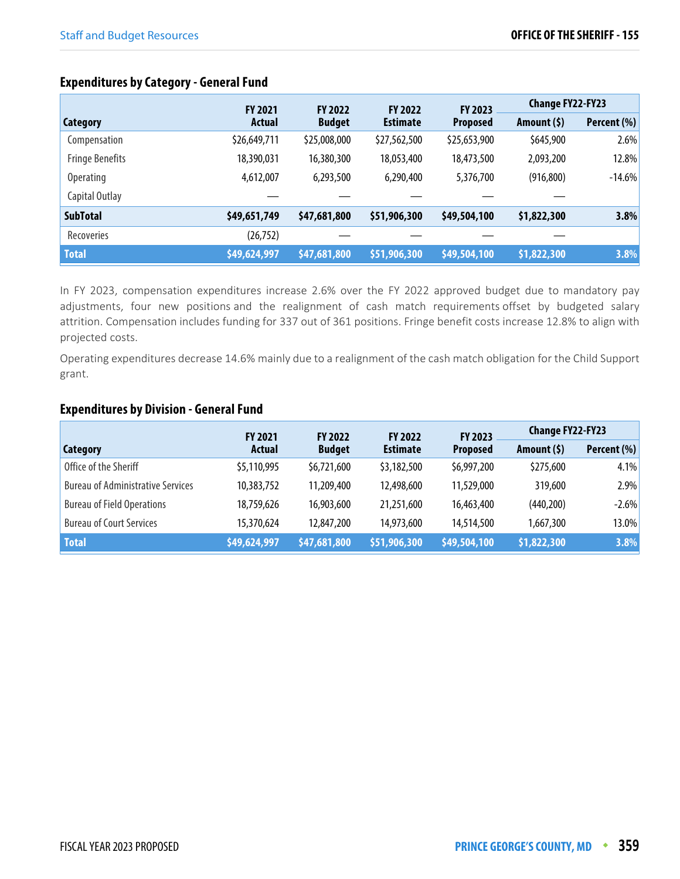## Expenditures by Category - General Fund

| Category | FY 2021 Actual | FY 2022 Budget | FY 2022 Estimate | FY 2023 Proposed | Change FY22-FY23 Amount ($) | Change FY22-FY23 Percent (%) |
|---|---|---|---|---|---|---|
| Compensation | $26,649,711 | $25,008,000 | $27,562,500 | $25,653,900 | $645,900 | 2.6% |
| Fringe Benefits | 18,390,031 | 16,380,300 | 18,053,400 | 18,473,500 | 2,093,200 | 12.8% |
| Operating | 4,612,007 | 6,293,500 | 6,290,400 | 5,376,700 | (916,800) | -14.6% |
| Capital Outlay | — | — | — | — | — | |
| **SubTotal** | **$49,651,749** | **$47,681,800** | **$51,906,300** | **$49,504,100** | **$1,822,300** | **3.8%** |
| Recoveries | (26,752) | — | — | — | — | |
| **Total** | **$49,624,997** | **$47,681,800** | **$51,906,300** | **$49,504,100** | **$1,822,300** | **3.8%** |

In FY 2023, compensation expenditures increase 2.6% over the FY 2022 approved budget due to mandatory pay adjustments, four new positions and the realignment of cash match requirements offset by budgeted salary attrition. Compensation includes funding for 337 out of 361 positions. Fringe benefit costs increase 12.8% to align with projected costs.

Operating expenditures decrease 14.6% mainly due to a realignment of the cash match obligation for the Child Support grant.

## Expenditures by Division - General Fund

| Category | FY 2021 Actual | FY 2022 Budget | FY 2022 Estimate | FY 2023 Proposed | Change FY22-FY23 Amount ($) | Change FY22-FY23 Percent (%) |
|---|---|---|---|---|---|---|
| Office of the Sheriff | $5,110,995 | $6,721,600 | $3,182,500 | $6,997,200 | $275,600 | 4.1% |
| Bureau of Administrative Services | 10,383,752 | 11,209,400 | 12,498,600 | 11,529,000 | 319,600 | 2.9% |
| Bureau of Field Operations | 18,759,626 | 16,903,600 | 21,251,600 | 16,463,400 | (440,200) | -2.6% |
| Bureau of Court Services | 15,370,624 | 12,847,200 | 14,973,600 | 14,514,500 | 1,667,300 | 13.0% |
| **Total** | **$49,624,997** | **$47,681,800** | **$51,906,300** | **$49,504,100** | **$1,822,300** | **3.8%** |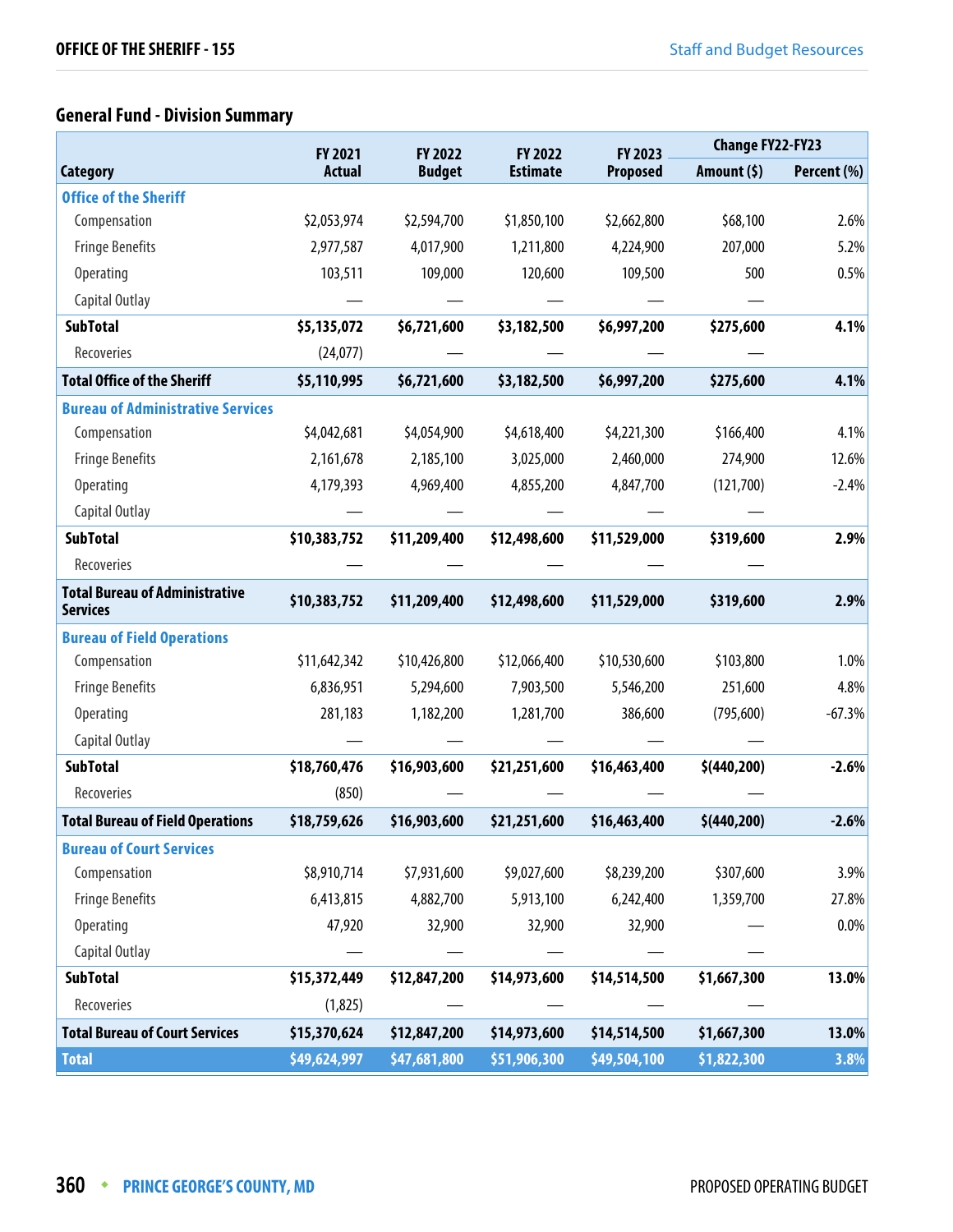## General Fund - Division Summary

| Category | FY 2021 Actual | FY 2022 Budget | FY 2022 Estimate | FY 2023 Proposed | Change FY22-FY23 | |
|---|---|---|---|---|---|---|
| | | | | | Amount ($) | Percent (%) |
| **Office of the Sheriff** | | | | | | |
| Compensation | $2,053,974 | $2,594,700 | $1,850,100 | $2,662,800 | $68,100 | 2.6% |
| Fringe Benefits | 2,977,587 | 4,017,900 | 1,211,800 | 4,224,900 | 207,000 | 5.2% |
| Operating | 103,511 | 109,000 | 120,600 | 109,500 | 500 | 0.5% |
| Capital Outlay | — | — | — | — | — | |
| **SubTotal** | **$5,135,072** | **$6,721,600** | **$3,182,500** | **$6,997,200** | **$275,600** | **4.1%** |
| Recoveries | (24,077) | — | — | — | — | |
| **Total Office of the Sheriff** | **$5,110,995** | **$6,721,600** | **$3,182,500** | **$6,997,200** | **$275,600** | **4.1%** |
| **Bureau of Administrative Services** | | | | | | |
| Compensation | $4,042,681 | $4,054,900 | $4,618,400 | $4,221,300 | $166,400 | 4.1% |
| Fringe Benefits | 2,161,678 | 2,185,100 | 3,025,000 | 2,460,000 | 274,900 | 12.6% |
| Operating | 4,179,393 | 4,969,400 | 4,855,200 | 4,847,700 | (121,700) | -2.4% |
| Capital Outlay | — | — | — | — | — | |
| **SubTotal** | **$10,383,752** | **$11,209,400** | **$12,498,600** | **$11,529,000** | **$319,600** | **2.9%** |
| Recoveries | — | — | — | — | — | |
| **Total Bureau of Administrative Services** | **$10,383,752** | **$11,209,400** | **$12,498,600** | **$11,529,000** | **$319,600** | **2.9%** |
| **Bureau of Field Operations** | | | | | | |
| Compensation | $11,642,342 | $10,426,800 | $12,066,400 | $10,530,600 | $103,800 | 1.0% |
| Fringe Benefits | 6,836,951 | 5,294,600 | 7,903,500 | 5,546,200 | 251,600 | 4.8% |
| Operating | 281,183 | 1,182,200 | 1,281,700 | 386,600 | (795,600) | -67.3% |
| Capital Outlay | — | — | — | — | — | |
| **SubTotal** | **$18,760,476** | **$16,903,600** | **$21,251,600** | **$16,463,400** | **$(440,200)** | **-2.6%** |
| Recoveries | (850) | — | — | — | — | |
| **Total Bureau of Field Operations** | **$18,759,626** | **$16,903,600** | **$21,251,600** | **$16,463,400** | **$(440,200)** | **-2.6%** |
| **Bureau of Court Services** | | | | | | |
| Compensation | $8,910,714 | $7,931,600 | $9,027,600 | $8,239,200 | $307,600 | 3.9% |
| Fringe Benefits | 6,413,815 | 4,882,700 | 5,913,100 | 6,242,400 | 1,359,700 | 27.8% |
| Operating | 47,920 | 32,900 | 32,900 | 32,900 | — | 0.0% |
| Capital Outlay | — | — | — | — | — | |
| **SubTotal** | **$15,372,449** | **$12,847,200** | **$14,973,600** | **$14,514,500** | **$1,667,300** | **13.0%** |
| Recoveries | (1,825) | — | — | — | — | |
| **Total Bureau of Court Services** | **$15,370,624** | **$12,847,200** | **$14,973,600** | **$14,514,500** | **$1,667,300** | **13.0%** |
| **Total** | **$49,624,997** | **$47,681,800** | **$51,906,300** | **$49,504,100** | **$1,822,300** | **3.8%** |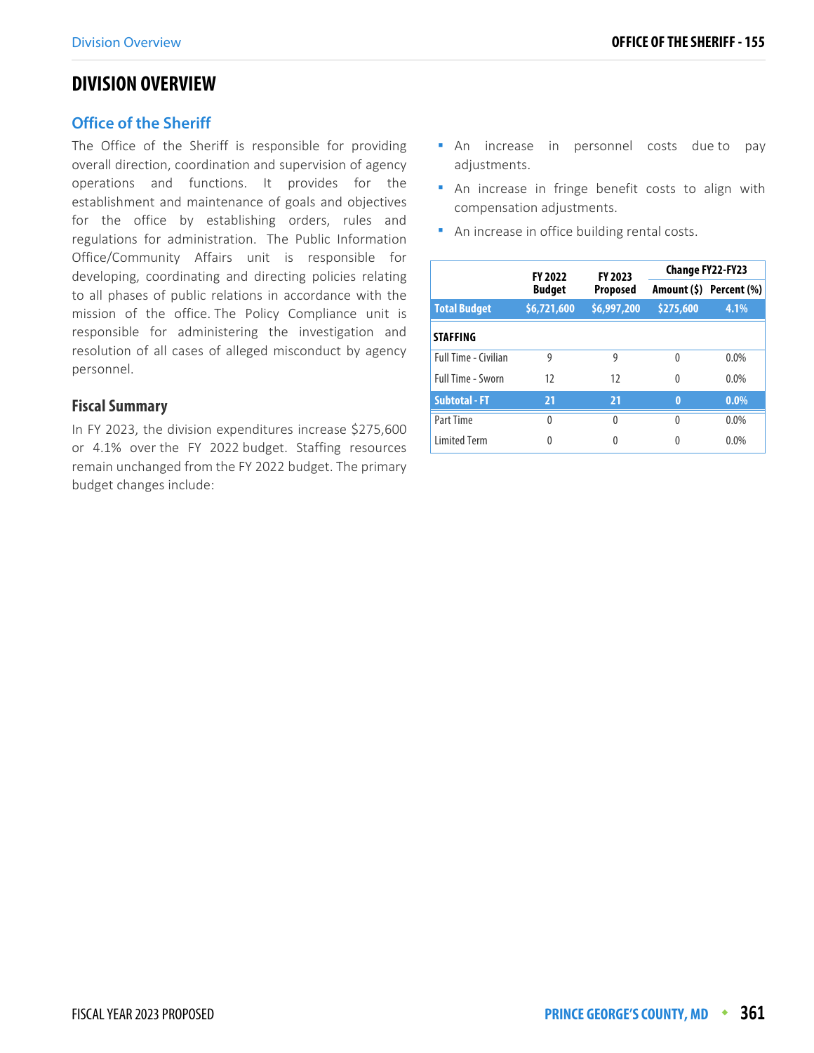# DIVISION OVERVIEW

## Office of the Sheriff

The Office of the Sheriff is responsible for providing overall direction, coordination and supervision of agency operations and functions. It provides for the establishment and maintenance of goals and objectives for the office by establishing orders, rules and regulations for administration. The Public Information Office/Community Affairs unit is responsible for developing, coordinating and directing policies relating to all phases of public relations in accordance with the mission of the office. The Policy Compliance unit is responsible for administering the investigation and resolution of all cases of alleged misconduct by agency personnel.

### Fiscal Summary

In FY 2023, the division expenditures increase $275,600 or 4.1% over the FY 2022 budget. Staffing resources remain unchanged from the FY 2022 budget. The primary budget changes include:

- An increase in personnel costs due to pay adjustments.
- An increase in fringe benefit costs to align with compensation adjustments.
- An increase in office building rental costs.

| | FY 2022 Budget | FY 2023 Proposed | Change FY22-FY23 | |
|---|---|---|---|---|
| | | | Amount ($) | Percent (%) |
| **Total Budget** | **$6,721,600** | **$6,997,200** | **$275,600** | **4.1%** |
| **STAFFING** | | | | |
| Full Time - Civilian | 9 | 9 | 0 | 0.0% |
| Full Time - Sworn | 12 | 12 | 0 | 0.0% |
| **Subtotal - FT** | **21** | **21** | **0** | **0.0%** |
| Part Time | 0 | 0 | 0 | 0.0% |
| Limited Term | 0 | 0 | 0 | 0.0% |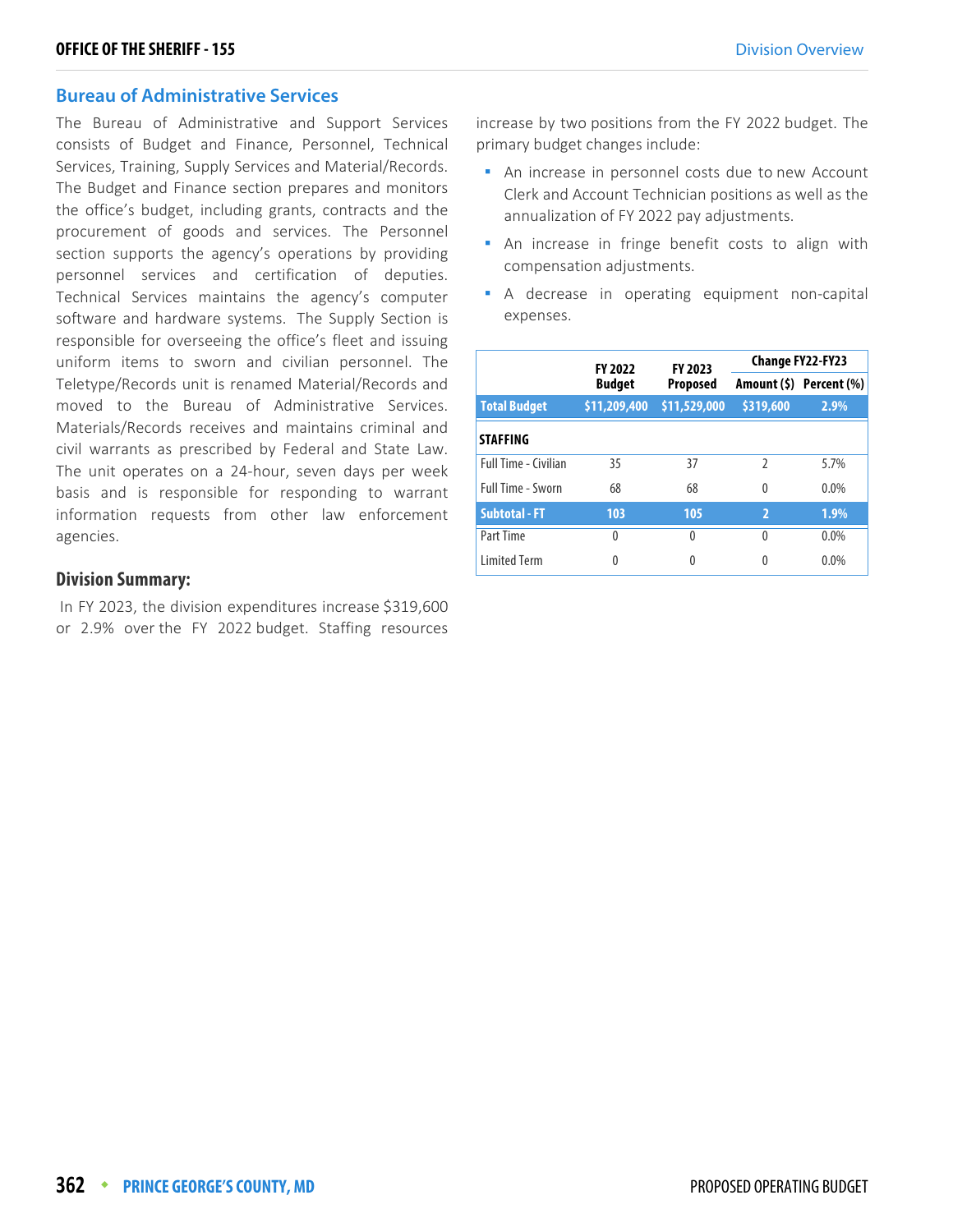## Bureau of Administrative Services

The Bureau of Administrative and Support Services consists of Budget and Finance, Personnel, Technical Services, Training, Supply Services and Material/Records. The Budget and Finance section prepares and monitors the office's budget, including grants, contracts and the procurement of goods and services. The Personnel section supports the agency's operations by providing personnel services and certification of deputies. Technical Services maintains the agency's computer software and hardware systems. The Supply Section is responsible for overseeing the office's fleet and issuing uniform items to sworn and civilian personnel. The Teletype/Records unit is renamed Material/Records and moved to the Bureau of Administrative Services. Materials/Records receives and maintains criminal and civil warrants as prescribed by Federal and State Law. The unit operates on a 24-hour, seven days per week basis and is responsible for responding to warrant information requests from other law enforcement agencies.

### Division Summary:

In FY 2023, the division expenditures increase $319,600 or 2.9% over the FY 2022 budget. Staffing resources increase by two positions from the FY 2022 budget. The primary budget changes include:

- An increase in personnel costs due to new Account Clerk and Account Technician positions as well as the annualization of FY 2022 pay adjustments.
- An increase in fringe benefit costs to align with compensation adjustments.
- A decrease in operating equipment non-capital expenses.

| | FY 2022 Budget | FY 2023 Proposed | Change FY22-FY23 | |
|---|---|---|---|---|
| | | | Amount ($) | Percent (%) |
| **Total Budget** | **$11,209,400** | **$11,529,000** | **$319,600** | **2.9%** |
| **STAFFING** | | | | |
| Full Time - Civilian | 35 | 37 | 2 | 5.7% |
| Full Time - Sworn | 68 | 68 | 0 | 0.0% |
| **Subtotal - FT** | **103** | **105** | **2** | **1.9%** |
| Part Time | 0 | 0 | 0 | 0.0% |
| Limited Term | 0 | 0 | 0 | 0.0% |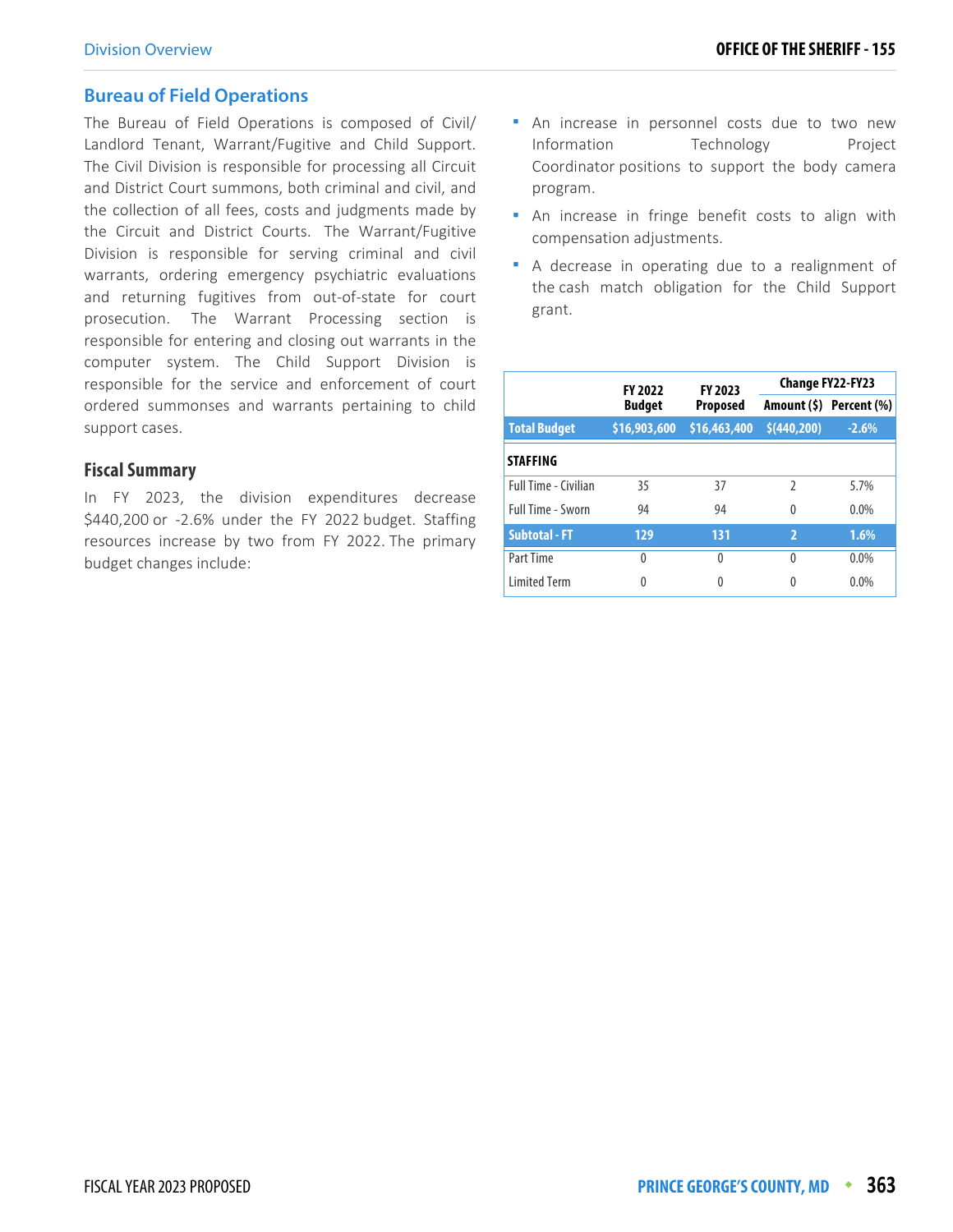## Bureau of Field Operations

The Bureau of Field Operations is composed of Civil/ Landlord Tenant, Warrant/Fugitive and Child Support. The Civil Division is responsible for processing all Circuit and District Court summons, both criminal and civil, and the collection of all fees, costs and judgments made by the Circuit and District Courts. The Warrant/Fugitive Division is responsible for serving criminal and civil warrants, ordering emergency psychiatric evaluations and returning fugitives from out-of-state for court prosecution. The Warrant Processing section is responsible for entering and closing out warrants in the computer system. The Child Support Division is responsible for the service and enforcement of court ordered summonses and warrants pertaining to child support cases.

### Fiscal Summary

In FY 2023, the division expenditures decrease $440,200 or -2.6% under the FY 2022 budget. Staffing resources increase by two from FY 2022. The primary budget changes include:

- An increase in personnel costs due to two new Information Technology Project Coordinator positions to support the body camera program.
- An increase in fringe benefit costs to align with compensation adjustments.
- A decrease in operating due to a realignment of the cash match obligation for the Child Support grant.

| | FY 2022 Budget | FY 2023 Proposed | Change FY22-FY23 | |
|---|---|---|---|---|
| | | | Amount ($) | Percent (%) |
| **Total Budget** | **$16,903,600** | **$16,463,400** | **$(440,200)** | **-2.6%** |
| **STAFFING** | | | | |
| Full Time - Civilian | 35 | 37 | 2 | 5.7% |
| Full Time - Sworn | 94 | 94 | 0 | 0.0% |
| **Subtotal - FT** | **129** | **131** | **2** | **1.6%** |
| Part Time | 0 | 0 | 0 | 0.0% |
| Limited Term | 0 | 0 | 0 | 0.0% |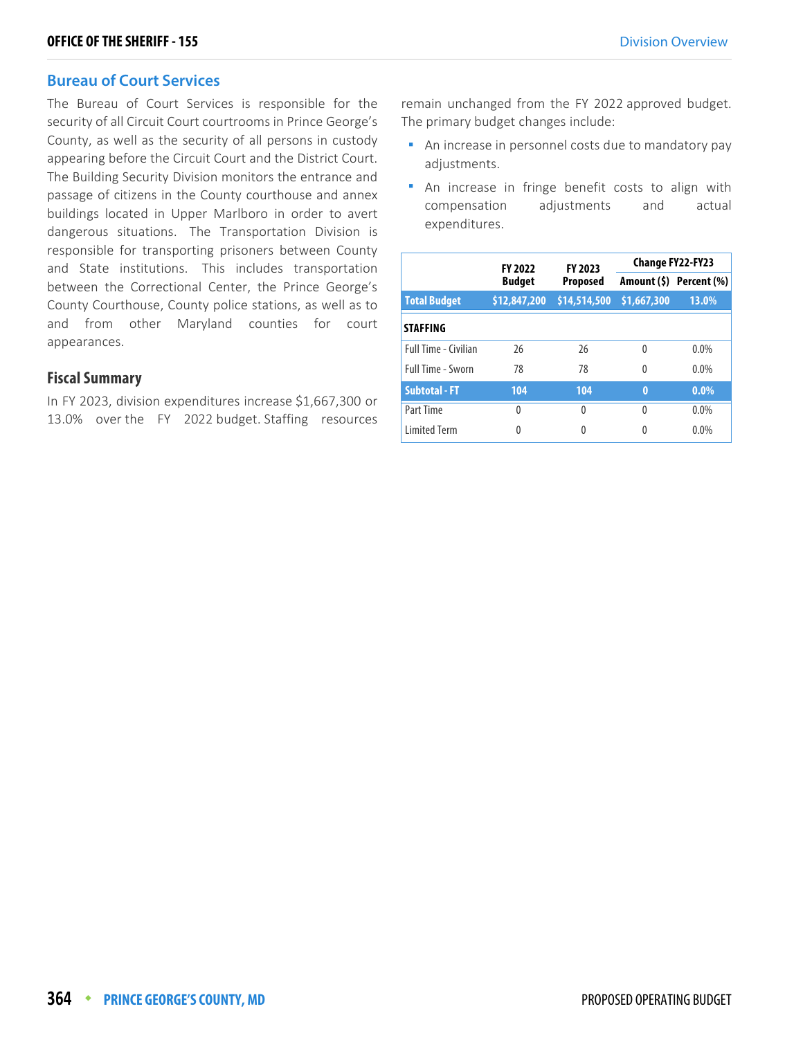## Bureau of Court Services

The Bureau of Court Services is responsible for the security of all Circuit Court courtrooms in Prince George's County, as well as the security of all persons in custody appearing before the Circuit Court and the District Court. The Building Security Division monitors the entrance and passage of citizens in the County courthouse and annex buildings located in Upper Marlboro in order to avert dangerous situations. The Transportation Division is responsible for transporting prisoners between County and State institutions. This includes transportation between the Correctional Center, the Prince George's County Courthouse, County police stations, as well as to and from other Maryland counties for court appearances.

### Fiscal Summary

In FY 2023, division expenditures increase $1,667,300 or 13.0% over the FY 2022 budget. Staffing resources remain unchanged from the FY 2022 approved budget. The primary budget changes include:

- An increase in personnel costs due to mandatory pay adjustments.
- An increase in fringe benefit costs to align with compensation adjustments and actual expenditures.

| | FY 2022 Budget | FY 2023 Proposed | Change FY22-FY23 | |
|---|---|---|---|---|
| | | | Amount ($) | Percent (%) |
| **Total Budget** | **$12,847,200** | **$14,514,500** | **$1,667,300** | **13.0%** |
| **STAFFING** | | | | |
| Full Time - Civilian | 26 | 26 | 0 | 0.0% |
| Full Time - Sworn | 78 | 78 | 0 | 0.0% |
| **Subtotal - FT** | **104** | **104** | **0** | **0.0%** |
| Part Time | 0 | 0 | 0 | 0.0% |
| Limited Term | 0 | 0 | 0 | 0.0% |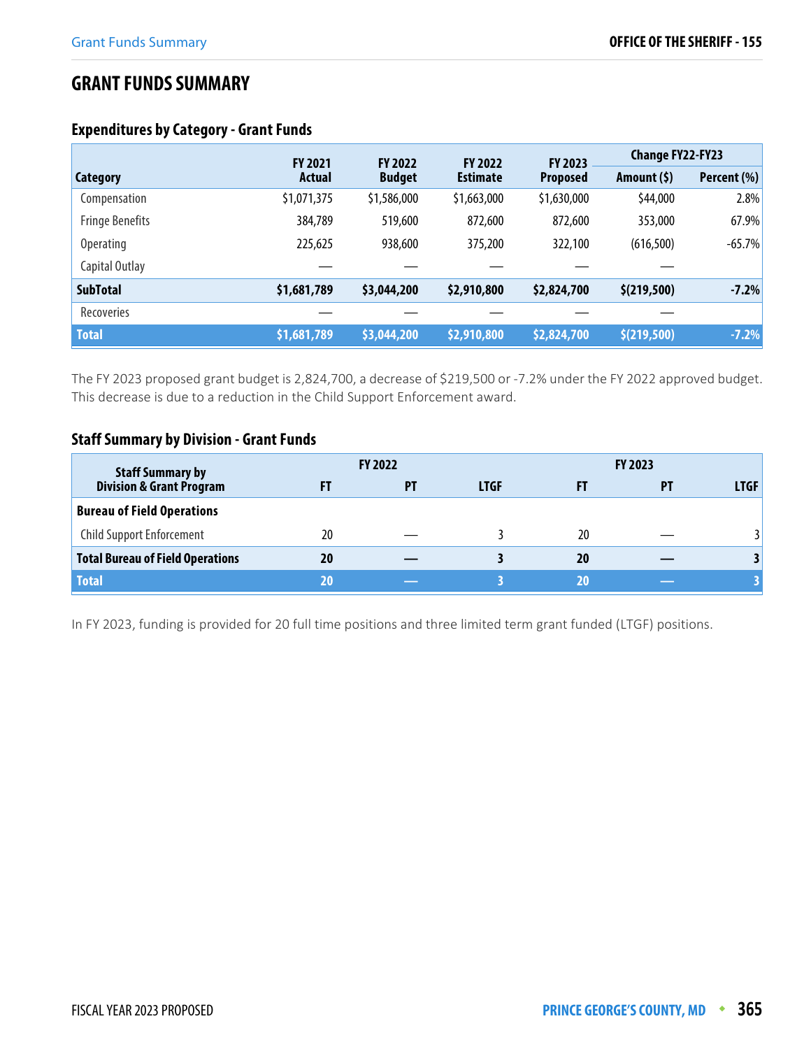# GRANT FUNDS SUMMARY

## Expenditures by Category - Grant Funds

| Category | FY 2021 Actual | FY 2022 Budget | FY 2022 Estimate | FY 2023 Proposed | Change FY22-FY23 Amount ($) | Change FY22-FY23 Percent (%) |
|---|---|---|---|---|---|---|
| Compensation | $1,071,375 | $1,586,000 | $1,663,000 | $1,630,000 | $44,000 | 2.8% |
| Fringe Benefits | 384,789 | 519,600 | 872,600 | 872,600 | 353,000 | 67.9% |
| Operating | 225,625 | 938,600 | 375,200 | 322,100 | (616,500) | -65.7% |
| Capital Outlay | — | — | — | — | — | |
| **SubTotal** | **$1,681,789** | **$3,044,200** | **$2,910,800** | **$2,824,700** | **$(219,500)** | **-7.2%** |
| Recoveries | — | — | — | — | — | |
| **Total** | **$1,681,789** | **$3,044,200** | **$2,910,800** | **$2,824,700** | **$(219,500)** | **-7.2%** |

The FY 2023 proposed grant budget is 2,824,700, a decrease of $219,500 or -7.2% under the FY 2022 approved budget. This decrease is due to a reduction in the Child Support Enforcement award.

## Staff Summary by Division - Grant Funds

| Staff Summary by Division & Grant Program | FY 2022 FT | FY 2022 PT | FY 2022 LTGF | FY 2023 FT | FY 2023 PT | FY 2023 LTGF |
|---|---|---|---|---|---|---|
| **Bureau of Field Operations** | | | | | | |
| Child Support Enforcement | 20 | — | 3 | 20 | — | 3 |
| **Total Bureau of Field Operations** | **20** | **—** | **3** | **20** | **—** | **3** |
| **Total** | **20** | **—** | **3** | **20** | **—** | **3** |

In FY 2023, funding is provided for 20 full time positions and three limited term grant funded (LTGF) positions.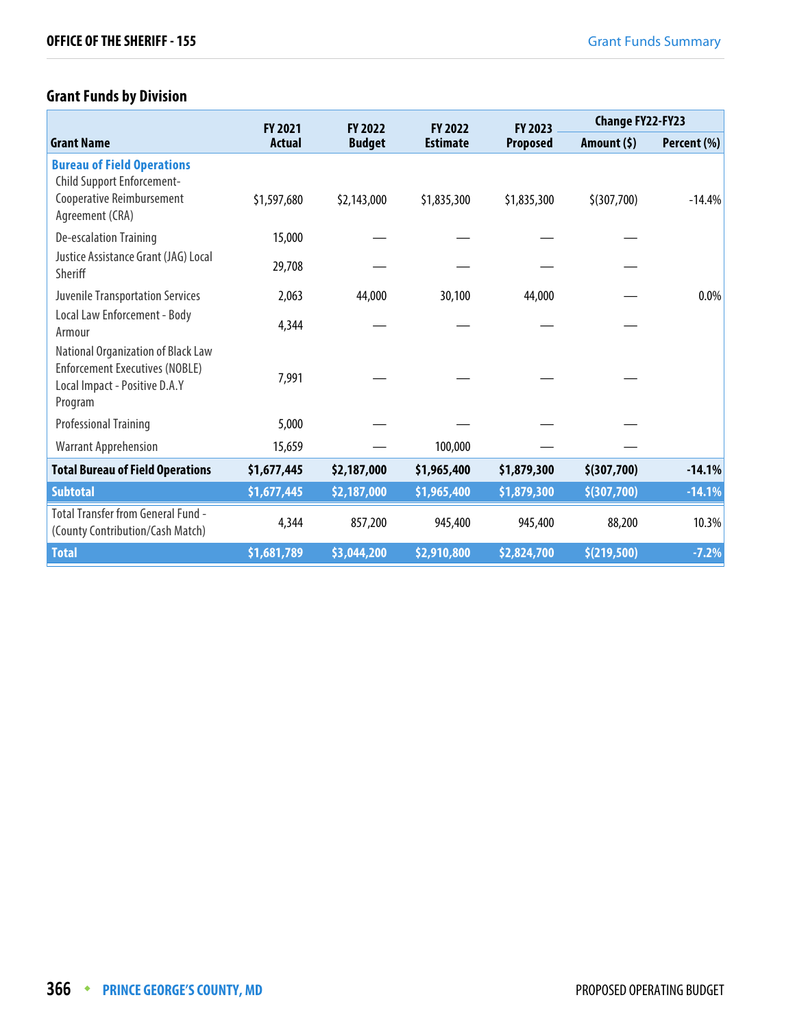## Grant Funds by Division

| Grant Name | FY 2021 Actual | FY 2022 Budget | FY 2022 Estimate | FY 2023 Proposed | Change FY22-FY23 Amount ($) | Change FY22-FY23 Percent (%) |
|---|---|---|---|---|---|---|
| **Bureau of Field Operations** | | | | | | |
| Child Support Enforcement-Cooperative Reimbursement Agreement (CRA) | $1,597,680 | $2,143,000 | $1,835,300 | $1,835,300 | $(307,700) | -14.4% |
| De-escalation Training | 15,000 | — | — | — | — | |
| Justice Assistance Grant (JAG) Local Sheriff | 29,708 | — | — | — | — | |
| Juvenile Transportation Services | 2,063 | 44,000 | 30,100 | 44,000 | — | 0.0% |
| Local Law Enforcement - Body Armour | 4,344 | — | — | — | — | |
| National Organization of Black Law Enforcement Executives (NOBLE) Local Impact - Positive D.A.Y Program | 7,991 | — | — | — | — | |
| Professional Training | 5,000 | — | — | — | — | |
| Warrant Apprehension | 15,659 | — | 100,000 | — | — | |
| **Total Bureau of Field Operations** | **$1,677,445** | **$2,187,000** | **$1,965,400** | **$1,879,300** | **$(307,700)** | **-14.1%** |
| **Subtotal** | **$1,677,445** | **$2,187,000** | **$1,965,400** | **$1,879,300** | **$(307,700)** | **-14.1%** |
| Total Transfer from General Fund - (County Contribution/Cash Match) | 4,344 | 857,200 | 945,400 | 945,400 | 88,200 | 10.3% |
| **Total** | **$1,681,789** | **$3,044,200** | **$2,910,800** | **$2,824,700** | **$(219,500)** | **-7.2%** |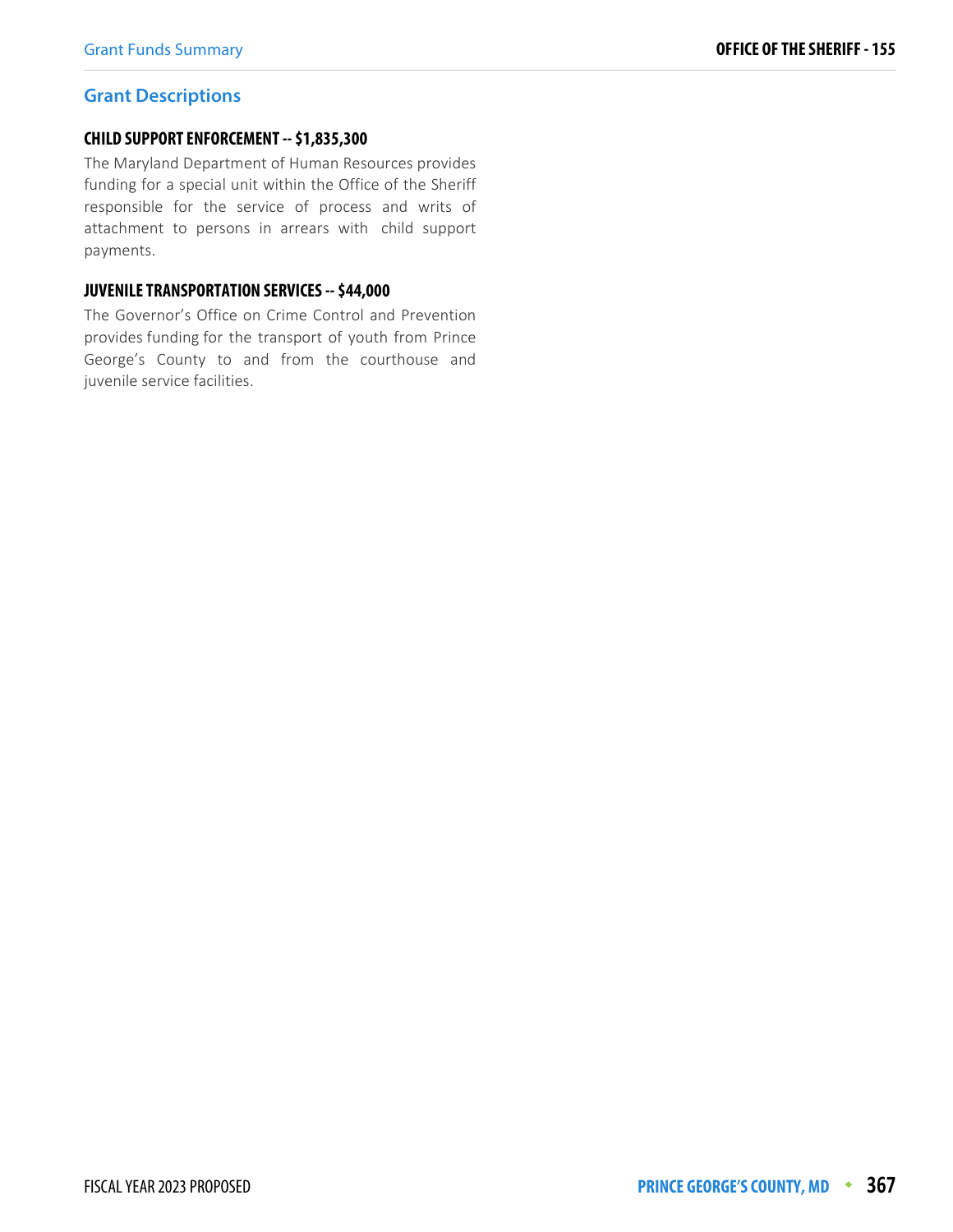## Grant Descriptions

### CHILD SUPPORT ENFORCEMENT -- $1,835,300

The Maryland Department of Human Resources provides funding for a special unit within the Office of the Sheriff responsible for the service of process and writs of attachment to persons in arrears with child support payments.

### JUVENILE TRANSPORTATION SERVICES -- $44,000

The Governor's Office on Crime Control and Prevention provides funding for the transport of youth from Prince George's County to and from the courthouse and juvenile service facilities.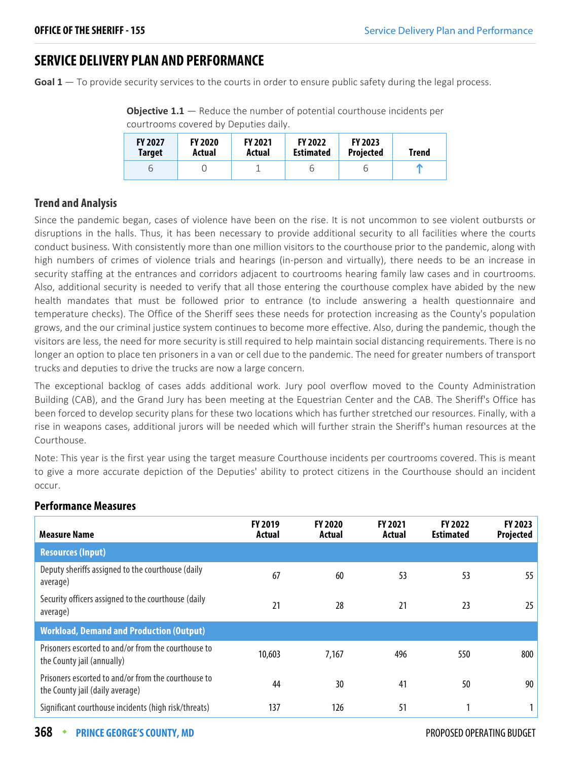## SERVICE DELIVERY PLAN AND PERFORMANCE

**Goal 1** — To provide security services to the courts in order to ensure public safety during the legal process.

**Objective 1.1** — Reduce the number of potential courthouse incidents per courtrooms covered by Deputies daily.

| FY 2027 Target | FY 2020 Actual | FY 2021 Actual | FY 2022 Estimated | FY 2023 Projected | Trend |
|---|---|---|---|---|---|
| 6 | 0 | 1 | 6 | 6 | ↑ |

### Trend and Analysis

Since the pandemic began, cases of violence have been on the rise. It is not uncommon to see violent outbursts or disruptions in the halls. Thus, it has been necessary to provide additional security to all facilities where the courts conduct business. With consistently more than one million visitors to the courthouse prior to the pandemic, along with high numbers of crimes of violence trials and hearings (in-person and virtually), there needs to be an increase in security staffing at the entrances and corridors adjacent to courtrooms hearing family law cases and in courtrooms. Also, additional security is needed to verify that all those entering the courthouse complex have abided by the new health mandates that must be followed prior to entrance (to include answering a health questionnaire and temperature checks). The Office of the Sheriff sees these needs for protection increasing as the County's population grows, and the our criminal justice system continues to become more effective. Also, during the pandemic, though the visitors are less, the need for more security is still required to help maintain social distancing requirements. There is no longer an option to place ten prisoners in a van or cell due to the pandemic. The need for greater numbers of transport trucks and deputies to drive the trucks are now a large concern.

The exceptional backlog of cases adds additional work. Jury pool overflow moved to the County Administration Building (CAB), and the Grand Jury has been meeting at the Equestrian Center and the CAB. The Sheriff's Office has been forced to develop security plans for these two locations which has further stretched our resources. Finally, with a rise in weapons cases, additional jurors will be needed which will further strain the Sheriff's human resources at the Courthouse.

Note: This year is the first year using the target measure Courthouse incidents per courtrooms covered. This is meant to give a more accurate depiction of the Deputies' ability to protect citizens in the Courthouse should an incident occur.

### Performance Measures

| Measure Name | FY 2019 Actual | FY 2020 Actual | FY 2021 Actual | FY 2022 Estimated | FY 2023 Projected |
|---|---|---|---|---|---|
| **Resources (Input)** | | | | | |
| Deputy sheriffs assigned to the courthouse (daily average) | 67 | 60 | 53 | 53 | 55 |
| Security officers assigned to the courthouse (daily average) | 21 | 28 | 21 | 23 | 25 |
| **Workload, Demand and Production (Output)** | | | | | |
| Prisoners escorted to and/or from the courthouse to the County jail (annually) | 10,603 | 7,167 | 496 | 550 | 800 |
| Prisoners escorted to and/or from the courthouse to the County jail (daily average) | 44 | 30 | 41 | 50 | 90 |
| Significant courthouse incidents (high risk/threats) | 137 | 126 | 51 | 1 | 1 |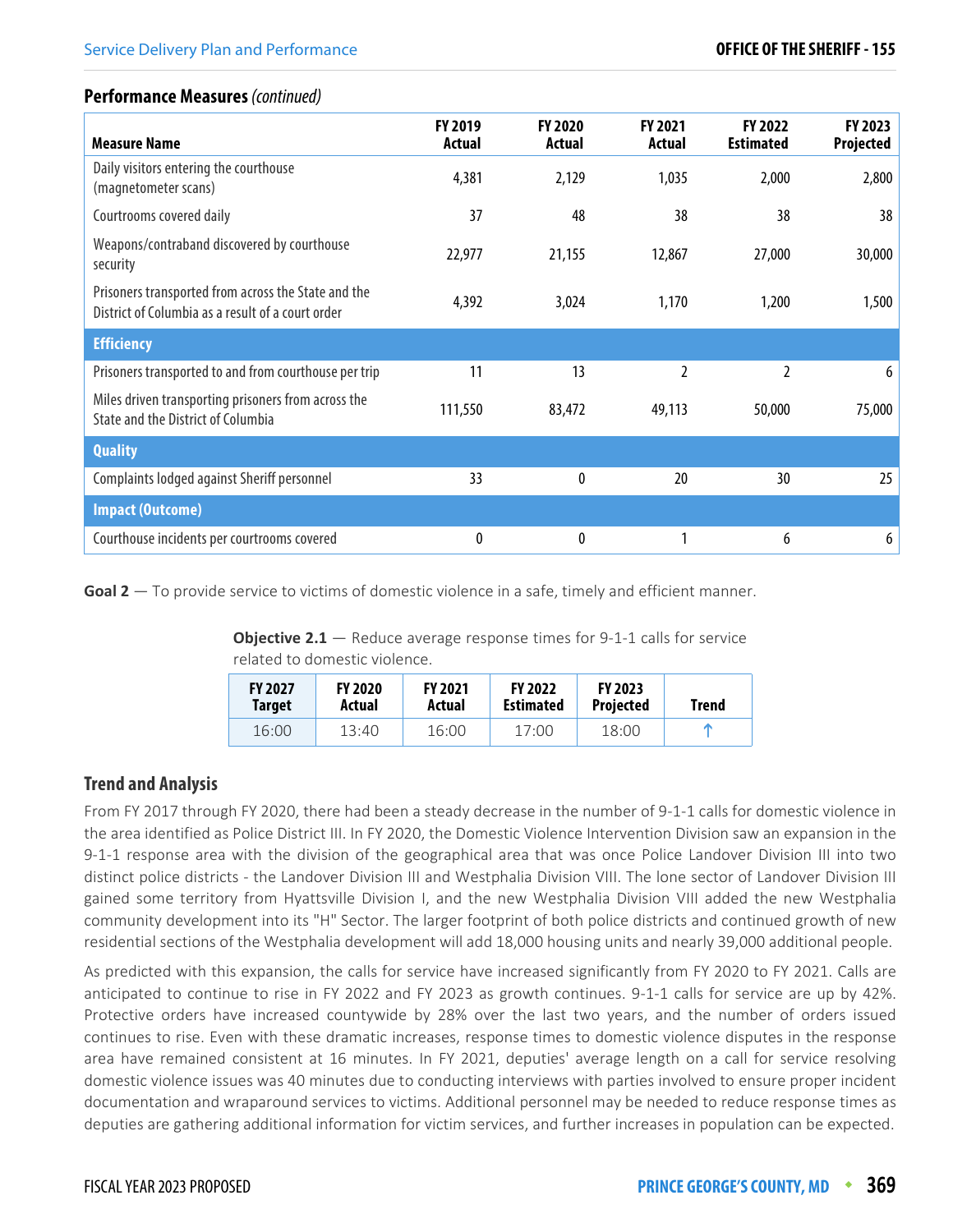**Performance Measures** *(continued)*

| Measure Name | FY 2019 Actual | FY 2020 Actual | FY 2021 Actual | FY 2022 Estimated | FY 2023 Projected |
|---|---|---|---|---|---|
| Daily visitors entering the courthouse (magnetometer scans) | 4,381 | 2,129 | 1,035 | 2,000 | 2,800 |
| Courtrooms covered daily | 37 | 48 | 38 | 38 | 38 |
| Weapons/contraband discovered by courthouse security | 22,977 | 21,155 | 12,867 | 27,000 | 30,000 |
| Prisoners transported from across the State and the District of Columbia as a result of a court order | 4,392 | 3,024 | 1,170 | 1,200 | 1,500 |
| **Efficiency** | | | | | |
| Prisoners transported to and from courthouse per trip | 11 | 13 | 2 | 2 | 6 |
| Miles driven transporting prisoners from across the State and the District of Columbia | 111,550 | 83,472 | 49,113 | 50,000 | 75,000 |
| **Quality** | | | | | |
| Complaints lodged against Sheriff personnel | 33 | 0 | 20 | 30 | 25 |
| **Impact (Outcome)** | | | | | |
| Courthouse incidents per courtrooms covered | 0 | 0 | 1 | 6 | 6 |

**Goal 2** — To provide service to victims of domestic violence in a safe, timely and efficient manner.

**Objective 2.1** — Reduce average response times for 9-1-1 calls for service related to domestic violence.

| FY 2027 Target | FY 2020 Actual | FY 2021 Actual | FY 2022 Estimated | FY 2023 Projected | Trend |
|---|---|---|---|---|---|
| 16:00 | 13:40 | 16:00 | 17:00 | 18:00 | ↑ |

## Trend and Analysis

From FY 2017 through FY 2020, there had been a steady decrease in the number of 9-1-1 calls for domestic violence in the area identified as Police District III. In FY 2020, the Domestic Violence Intervention Division saw an expansion in the 9-1-1 response area with the division of the geographical area that was once Police Landover Division III into two distinct police districts - the Landover Division III and Westphalia Division VIII. The lone sector of Landover Division III gained some territory from Hyattsville Division I, and the new Westphalia Division VIII added the new Westphalia community development into its "H" Sector. The larger footprint of both police districts and continued growth of new residential sections of the Westphalia development will add 18,000 housing units and nearly 39,000 additional people.

As predicted with this expansion, the calls for service have increased significantly from FY 2020 to FY 2021. Calls are anticipated to continue to rise in FY 2022 and FY 2023 as growth continues. 9-1-1 calls for service are up by 42%. Protective orders have increased countywide by 28% over the last two years, and the number of orders issued continues to rise. Even with these dramatic increases, response times to domestic violence disputes in the response area have remained consistent at 16 minutes. In FY 2021, deputies' average length on a call for service resolving domestic violence issues was 40 minutes due to conducting interviews with parties involved to ensure proper incident documentation and wraparound services to victims. Additional personnel may be needed to reduce response times as deputies are gathering additional information for victim services, and further increases in population can be expected.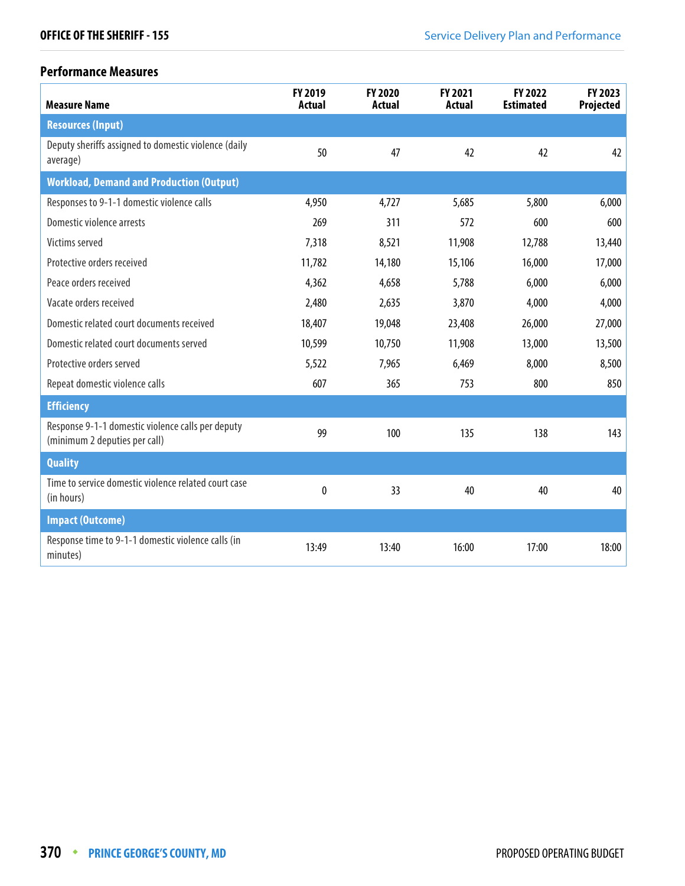### Performance Measures

| Measure Name | FY 2019 Actual | FY 2020 Actual | FY 2021 Actual | FY 2022 Estimated | FY 2023 Projected |
|---|---|---|---|---|---|
| **Resources (Input)** | | | | | |
| Deputy sheriffs assigned to domestic violence (daily average) | 50 | 47 | 42 | 42 | 42 |
| **Workload, Demand and Production (Output)** | | | | | |
| Responses to 9-1-1 domestic violence calls | 4,950 | 4,727 | 5,685 | 5,800 | 6,000 |
| Domestic violence arrests | 269 | 311 | 572 | 600 | 600 |
| Victims served | 7,318 | 8,521 | 11,908 | 12,788 | 13,440 |
| Protective orders received | 11,782 | 14,180 | 15,106 | 16,000 | 17,000 |
| Peace orders received | 4,362 | 4,658 | 5,788 | 6,000 | 6,000 |
| Vacate orders received | 2,480 | 2,635 | 3,870 | 4,000 | 4,000 |
| Domestic related court documents received | 18,407 | 19,048 | 23,408 | 26,000 | 27,000 |
| Domestic related court documents served | 10,599 | 10,750 | 11,908 | 13,000 | 13,500 |
| Protective orders served | 5,522 | 7,965 | 6,469 | 8,000 | 8,500 |
| Repeat domestic violence calls | 607 | 365 | 753 | 800 | 850 |
| **Efficiency** | | | | | |
| Response 9-1-1 domestic violence calls per deputy (minimum 2 deputies per call) | 99 | 100 | 135 | 138 | 143 |
| **Quality** | | | | | |
| Time to service domestic violence related court case (in hours) | 0 | 33 | 40 | 40 | 40 |
| **Impact (Outcome)** | | | | | |
| Response time to 9-1-1 domestic violence calls (in minutes) | 13:49 | 13:40 | 16:00 | 17:00 | 18:00 |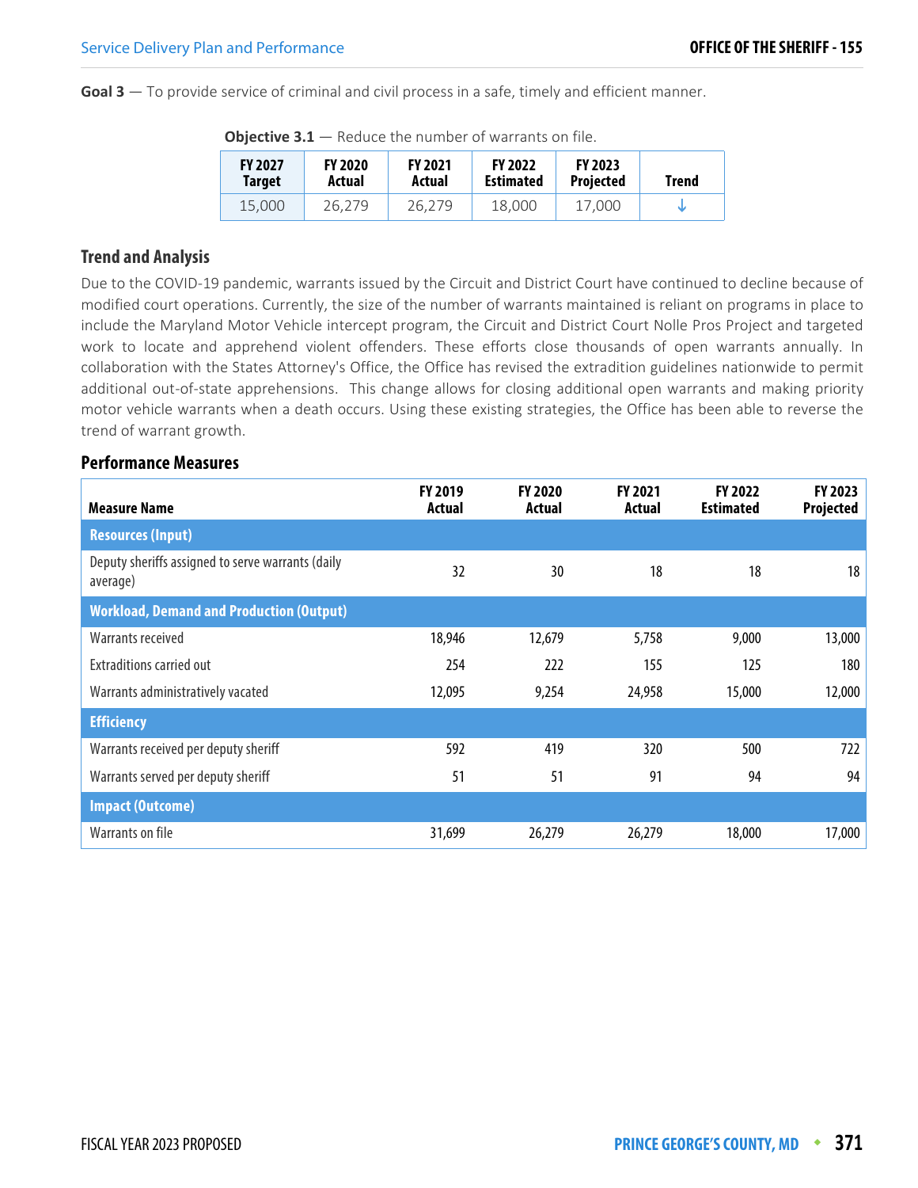**Goal 3** — To provide service of criminal and civil process in a safe, timely and efficient manner.

**Objective 3.1** — Reduce the number of warrants on file.

| FY 2027 Target | FY 2020 Actual | FY 2021 Actual | FY 2022 Estimated | FY 2023 Projected | Trend |
|---|---|---|---|---|---|
| 15,000 | 26,279 | 26,279 | 18,000 | 17,000 | ↓ |

### Trend and Analysis

Due to the COVID-19 pandemic, warrants issued by the Circuit and District Court have continued to decline because of modified court operations. Currently, the size of the number of warrants maintained is reliant on programs in place to include the Maryland Motor Vehicle intercept program, the Circuit and District Court Nolle Pros Project and targeted work to locate and apprehend violent offenders. These efforts close thousands of open warrants annually. In collaboration with the States Attorney's Office, the Office has revised the extradition guidelines nationwide to permit additional out-of-state apprehensions. This change allows for closing additional open warrants and making priority motor vehicle warrants when a death occurs. Using these existing strategies, the Office has been able to reverse the trend of warrant growth.

### Performance Measures

| Measure Name | FY 2019 Actual | FY 2020 Actual | FY 2021 Actual | FY 2022 Estimated | FY 2023 Projected |
|---|---|---|---|---|---|
| **Resources (Input)** | | | | | |
| Deputy sheriffs assigned to serve warrants (daily average) | 32 | 30 | 18 | 18 | 18 |
| **Workload, Demand and Production (Output)** | | | | | |
| Warrants received | 18,946 | 12,679 | 5,758 | 9,000 | 13,000 |
| Extraditions carried out | 254 | 222 | 155 | 125 | 180 |
| Warrants administratively vacated | 12,095 | 9,254 | 24,958 | 15,000 | 12,000 |
| **Efficiency** | | | | | |
| Warrants received per deputy sheriff | 592 | 419 | 320 | 500 | 722 |
| Warrants served per deputy sheriff | 51 | 51 | 91 | 94 | 94 |
| **Impact (Outcome)** | | | | | |
| Warrants on file | 31,699 | 26,279 | 26,279 | 18,000 | 17,000 |